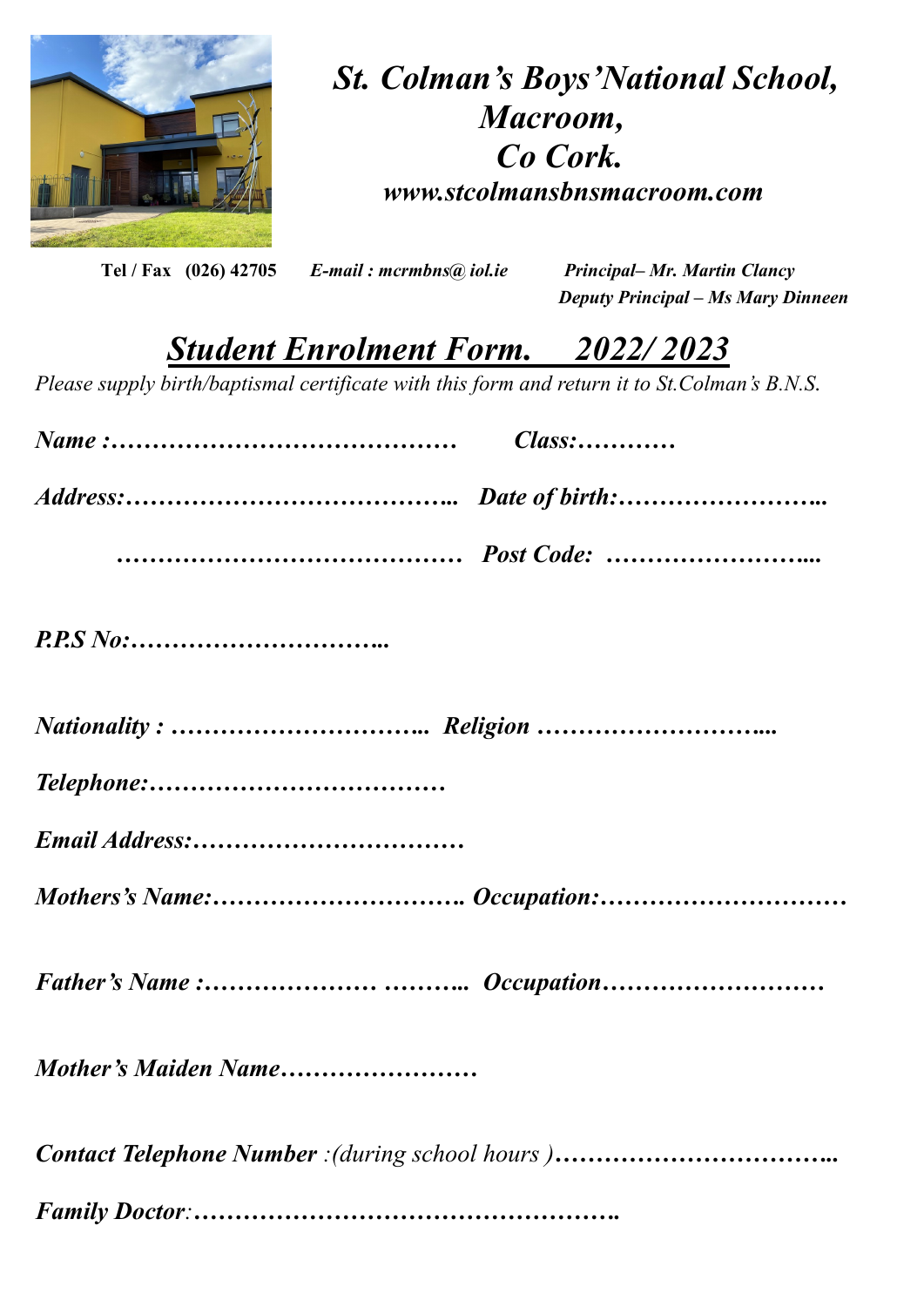# *St. Colman's Boys'National School, Macroom, Co Cork.*

***www.stcolmansbnsmacroom.com***

**Tel / Fax (026) 42705** ***E-mail : mcrmbns@ iol.ie*** ***Principal– Mr. Martin Clancy***
***Deputy Principal – Ms Mary Dinneen***

## ***Student Enrolment Form. 2022/ 2023***

*Please supply birth/baptismal certificate with this form and return it to St.Colman's B.N.S.*

***Name :……………………………………*** ***Class:…………***

***Address:………………………………….. Date of birth:……………………..***

***…………………………………… Post Code: …………………….…***

***P.P.S No:…………………………..***

***Nationality : ………………………….. Religion ………………………....***

***Telephone:………………………………***

***Email Address:……………………………***

***Mothers's Name:…………………………. Occupation:…………………………***

***Father's Name :………………… ……….. Occupation………………………***

***Mother's Maiden Name……………………***

***Contact Telephone Number*** *:(during school hours )****……………………………...***

***Family Doctor****:****…………………………………………….***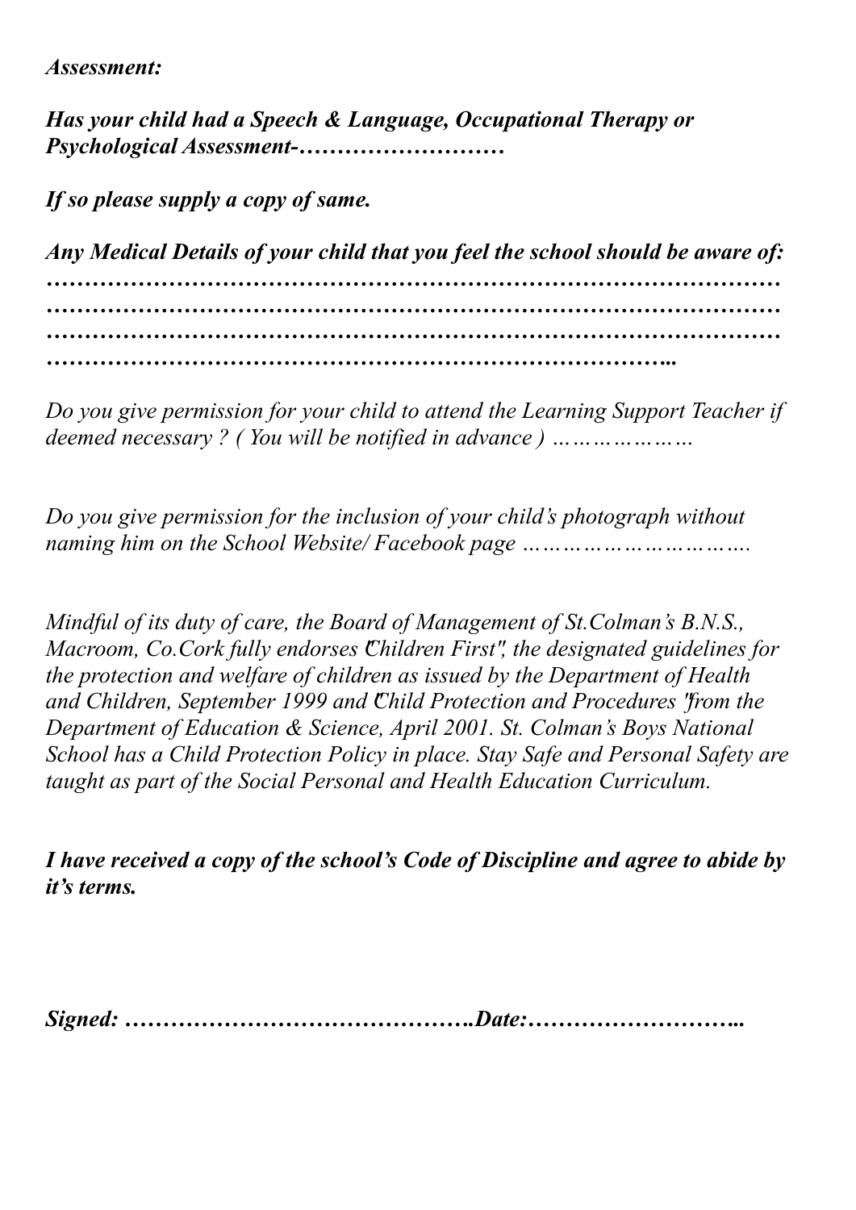***Assessment:***

***Has your child had a Speech & Language, Occupational Therapy or Psychological Assessment-………………………***

***If so please supply a copy of same.***

***Any Medical Details of your child that you feel the school should be aware of:***
***…………………………………………………………………………………***
***…………………………………………………………………………………***
***…………………………………………………………………………………***
***……………………………………………………………………...***

*Do you give permission for your child to attend the Learning Support Teacher if deemed necessary ? ( You will be notified in advance ) …………………*

*Do you give permission for the inclusion of your child's photograph without naming him on the School Website/ Facebook page …………………………….*

*Mindful of its duty of care, the Board of Management of St.Colman's B.N.S., Macroom, Co.Cork fully endorses "Children First", the designated guidelines for the protection and welfare of children as issued by the Department of Health and Children, September 1999 and "Child Protection and Procedures "from the Department of Education & Science, April 2001. St. Colman's Boys National School has a Child Protection Policy in place. Stay Safe and Personal Safety are taught as part of the Social Personal and Health Education Curriculum.*

***I have received a copy of the school's Code of Discipline and agree to abide by it's terms.***

***Signed: …………………………………….Date:………………………..***